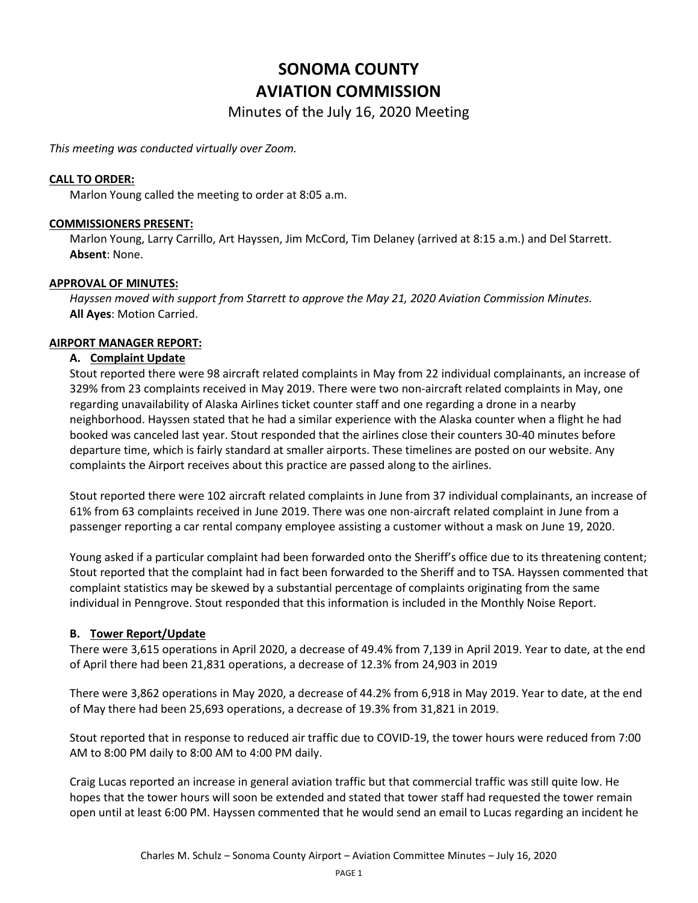# SONOMA COUNTY
# AVIATION COMMISSION

## Minutes of the July 16, 2020 Meeting

*This meeting was conducted virtually over Zoom.*

**CALL TO ORDER:**

Marlon Young called the meeting to order at 8:05 a.m.

**COMMISSIONERS PRESENT:**

Marlon Young, Larry Carrillo, Art Hayssen, Jim McCord, Tim Delaney (arrived at 8:15 a.m.) and Del Starrett.
**Absent**: None.

**APPROVAL OF MINUTES:**

*Hayssen moved with support from Starrett to approve the May 21, 2020 Aviation Commission Minutes.*
**All Ayes**: Motion Carried.

**AIRPORT MANAGER REPORT:**

**A. Complaint Update**

Stout reported there were 98 aircraft related complaints in May from 22 individual complainants, an increase of 329% from 23 complaints received in May 2019. There were two non-aircraft related complaints in May, one regarding unavailability of Alaska Airlines ticket counter staff and one regarding a drone in a nearby neighborhood. Hayssen stated that he had a similar experience with the Alaska counter when a flight he had booked was canceled last year. Stout responded that the airlines close their counters 30-40 minutes before departure time, which is fairly standard at smaller airports. These timelines are posted on our website. Any complaints the Airport receives about this practice are passed along to the airlines.

Stout reported there were 102 aircraft related complaints in June from 37 individual complainants, an increase of 61% from 63 complaints received in June 2019. There was one non-aircraft related complaint in June from a passenger reporting a car rental company employee assisting a customer without a mask on June 19, 2020.

Young asked if a particular complaint had been forwarded onto the Sheriff's office due to its threatening content; Stout reported that the complaint had in fact been forwarded to the Sheriff and to TSA. Hayssen commented that complaint statistics may be skewed by a substantial percentage of complaints originating from the same individual in Penngrove. Stout responded that this information is included in the Monthly Noise Report.

**B. Tower Report/Update**

There were 3,615 operations in April 2020, a decrease of 49.4% from 7,139 in April 2019. Year to date, at the end of April there had been 21,831 operations, a decrease of 12.3% from 24,903 in 2019

There were 3,862 operations in May 2020, a decrease of 44.2% from 6,918 in May 2019. Year to date, at the end of May there had been 25,693 operations, a decrease of 19.3% from 31,821 in 2019.

Stout reported that in response to reduced air traffic due to COVID-19, the tower hours were reduced from 7:00 AM to 8:00 PM daily to 8:00 AM to 4:00 PM daily.

Craig Lucas reported an increase in general aviation traffic but that commercial traffic was still quite low. He hopes that the tower hours will soon be extended and stated that tower staff had requested the tower remain open until at least 6:00 PM. Hayssen commented that he would send an email to Lucas regarding an incident he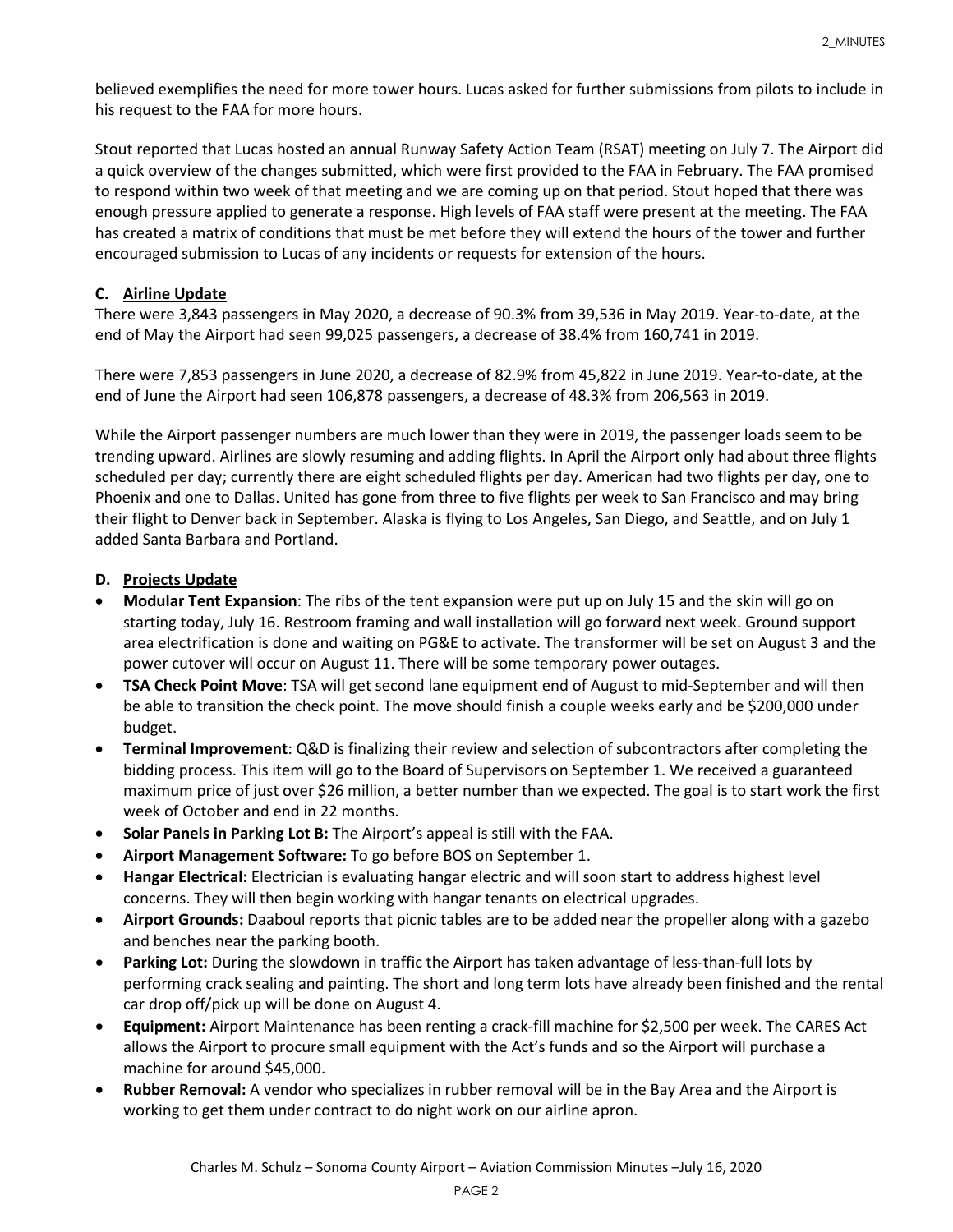believed exemplifies the need for more tower hours. Lucas asked for further submissions from pilots to include in his request to the FAA for more hours.

Stout reported that Lucas hosted an annual Runway Safety Action Team (RSAT) meeting on July 7. The Airport did a quick overview of the changes submitted, which were first provided to the FAA in February. The FAA promised to respond within two week of that meeting and we are coming up on that period. Stout hoped that there was enough pressure applied to generate a response. High levels of FAA staff were present at the meeting. The FAA has created a matrix of conditions that must be met before they will extend the hours of the tower and further encouraged submission to Lucas of any incidents or requests for extension of the hours.

### C. Airline Update

There were 3,843 passengers in May 2020, a decrease of 90.3% from 39,536 in May 2019. Year-to-date, at the end of May the Airport had seen 99,025 passengers, a decrease of 38.4% from 160,741 in 2019.

There were 7,853 passengers in June 2020, a decrease of 82.9% from 45,822 in June 2019. Year-to-date, at the end of June the Airport had seen 106,878 passengers, a decrease of 48.3% from 206,563 in 2019.

While the Airport passenger numbers are much lower than they were in 2019, the passenger loads seem to be trending upward. Airlines are slowly resuming and adding flights. In April the Airport only had about three flights scheduled per day; currently there are eight scheduled flights per day. American had two flights per day, one to Phoenix and one to Dallas. United has gone from three to five flights per week to San Francisco and may bring their flight to Denver back in September. Alaska is flying to Los Angeles, San Diego, and Seattle, and on July 1 added Santa Barbara and Portland.

### D. Projects Update

- **Modular Tent Expansion**: The ribs of the tent expansion were put up on July 15 and the skin will go on starting today, July 16. Restroom framing and wall installation will go forward next week. Ground support area electrification is done and waiting on PG&E to activate. The transformer will be set on August 3 and the power cutover will occur on August 11. There will be some temporary power outages.
- **TSA Check Point Move**: TSA will get second lane equipment end of August to mid-September and will then be able to transition the check point. The move should finish a couple weeks early and be $200,000 under budget.
- **Terminal Improvement**: Q&D is finalizing their review and selection of subcontractors after completing the bidding process. This item will go to the Board of Supervisors on September 1. We received a guaranteed maximum price of just over $26 million, a better number than we expected. The goal is to start work the first week of October and end in 22 months.
- **Solar Panels in Parking Lot B:** The Airport's appeal is still with the FAA.
- **Airport Management Software:** To go before BOS on September 1.
- **Hangar Electrical:** Electrician is evaluating hangar electric and will soon start to address highest level concerns. They will then begin working with hangar tenants on electrical upgrades.
- **Airport Grounds:** Daaboul reports that picnic tables are to be added near the propeller along with a gazebo and benches near the parking booth.
- **Parking Lot:** During the slowdown in traffic the Airport has taken advantage of less-than-full lots by performing crack sealing and painting. The short and long term lots have already been finished and the rental car drop off/pick up will be done on August 4.
- **Equipment:** Airport Maintenance has been renting a crack-fill machine for $2,500 per week. The CARES Act allows the Airport to procure small equipment with the Act's funds and so the Airport will purchase a machine for around $45,000.
- **Rubber Removal:** A vendor who specializes in rubber removal will be in the Bay Area and the Airport is working to get them under contract to do night work on our airline apron.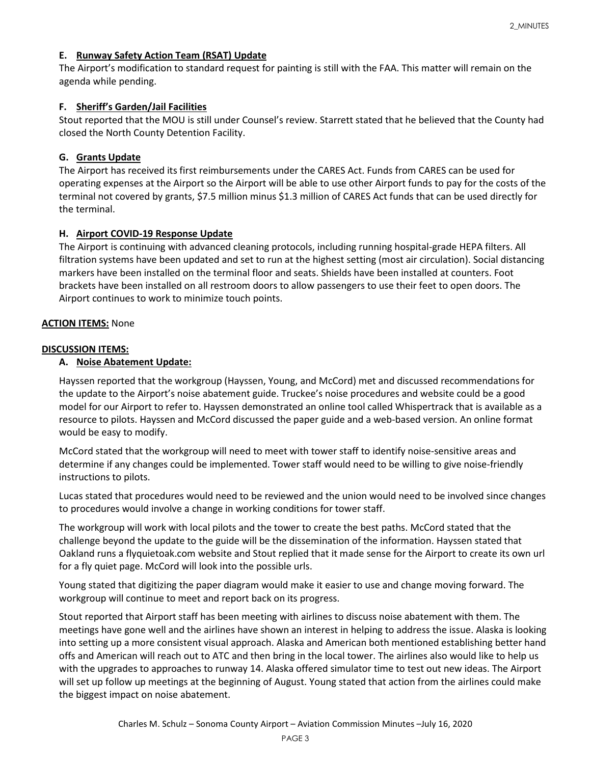### E. Runway Safety Action Team (RSAT) Update

The Airport's modification to standard request for painting is still with the FAA. This matter will remain on the agenda while pending.

### F. Sheriff's Garden/Jail Facilities

Stout reported that the MOU is still under Counsel's review. Starrett stated that he believed that the County had closed the North County Detention Facility.

### G. Grants Update

The Airport has received its first reimbursements under the CARES Act. Funds from CARES can be used for operating expenses at the Airport so the Airport will be able to use other Airport funds to pay for the costs of the terminal not covered by grants, $7.5 million minus $1.3 million of CARES Act funds that can be used directly for the terminal.

### H. Airport COVID-19 Response Update

The Airport is continuing with advanced cleaning protocols, including running hospital-grade HEPA filters. All filtration systems have been updated and set to run at the highest setting (most air circulation). Social distancing markers have been installed on the terminal floor and seats. Shields have been installed at counters. Foot brackets have been installed on all restroom doors to allow passengers to use their feet to open doors. The Airport continues to work to minimize touch points.

**ACTION ITEMS:** None

**DISCUSSION ITEMS:**

### A. Noise Abatement Update:

Hayssen reported that the workgroup (Hayssen, Young, and McCord) met and discussed recommendations for the update to the Airport's noise abatement guide. Truckee's noise procedures and website could be a good model for our Airport to refer to. Hayssen demonstrated an online tool called Whispertrack that is available as a resource to pilots. Hayssen and McCord discussed the paper guide and a web-based version. An online format would be easy to modify.

McCord stated that the workgroup will need to meet with tower staff to identify noise-sensitive areas and determine if any changes could be implemented. Tower staff would need to be willing to give noise-friendly instructions to pilots.

Lucas stated that procedures would need to be reviewed and the union would need to be involved since changes to procedures would involve a change in working conditions for tower staff.

The workgroup will work with local pilots and the tower to create the best paths. McCord stated that the challenge beyond the update to the guide will be the dissemination of the information. Hayssen stated that Oakland runs a flyquietoak.com website and Stout replied that it made sense for the Airport to create its own url for a fly quiet page. McCord will look into the possible urls.

Young stated that digitizing the paper diagram would make it easier to use and change moving forward. The workgroup will continue to meet and report back on its progress.

Stout reported that Airport staff has been meeting with airlines to discuss noise abatement with them. The meetings have gone well and the airlines have shown an interest in helping to address the issue. Alaska is looking into setting up a more consistent visual approach. Alaska and American both mentioned establishing better hand offs and American will reach out to ATC and then bring in the local tower. The airlines also would like to help us with the upgrades to approaches to runway 14. Alaska offered simulator time to test out new ideas. The Airport will set up follow up meetings at the beginning of August. Young stated that action from the airlines could make the biggest impact on noise abatement.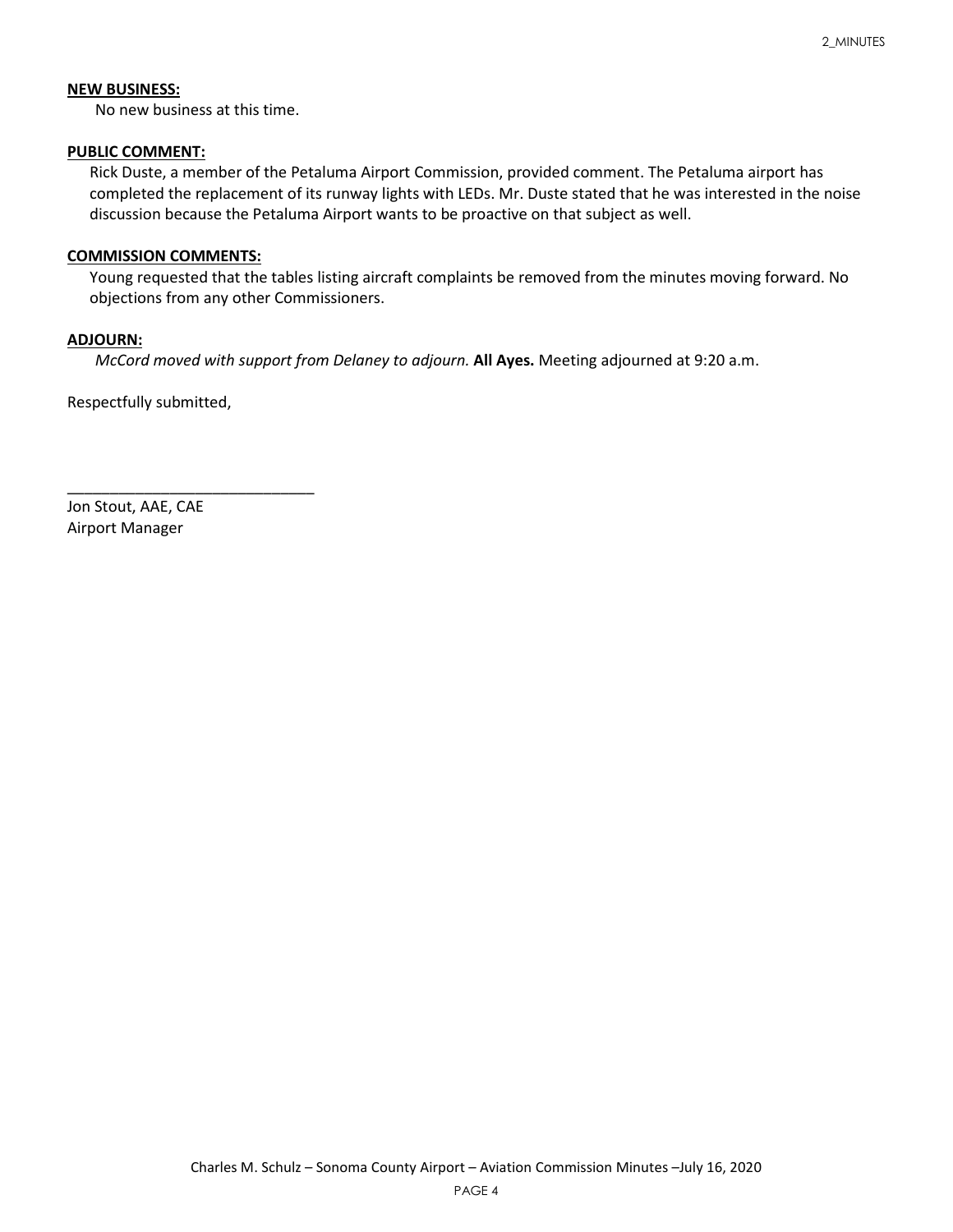**NEW BUSINESS:**

No new business at this time.

**PUBLIC COMMENT:**

Rick Duste, a member of the Petaluma Airport Commission, provided comment. The Petaluma airport has completed the replacement of its runway lights with LEDs. Mr. Duste stated that he was interested in the noise discussion because the Petaluma Airport wants to be proactive on that subject as well.

**COMMISSION COMMENTS:**

Young requested that the tables listing aircraft complaints be removed from the minutes moving forward. No objections from any other Commissioners.

**ADJOURN:**

*McCord moved with support from Delaney to adjourn.* **All Ayes.** Meeting adjourned at 9:20 a.m.

Respectfully submitted,

_____________________________

Jon Stout, AAE, CAE
Airport Manager